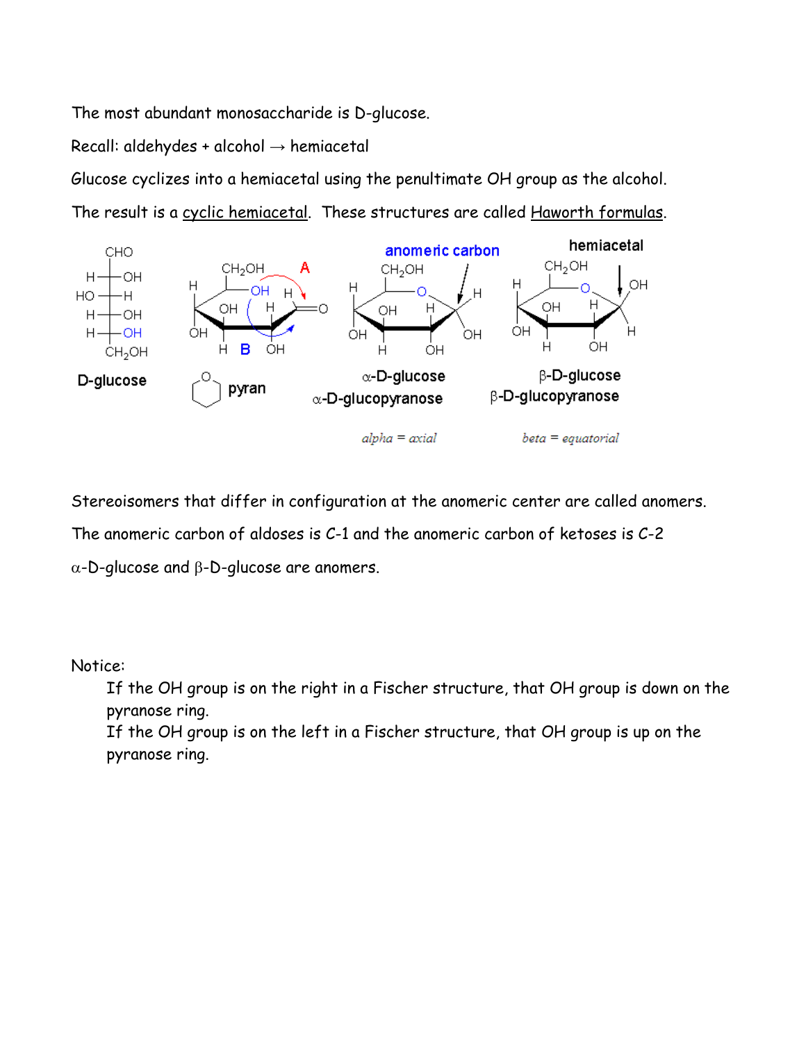The most abundant monosaccharide is D-glucose.

Recall: aldehydes + alcohol → hemiacetal

Glucose cyclizes into a hemiacetal using the penultimate OH group as the alcohol.

The result is a <u>cyclic hemiacetal</u>. These structures are called <u>Haworth formulas</u>.

D-glucose

pyran

anomeric carbon

hemiacetal

α-D-glucose
α-D-glucopyranose

β-D-glucose
β-D-glucopyranose

*alpha = axial*

*beta = equatorial*

Stereoisomers that differ in configuration at the anomeric center are called anomers.

The anomeric carbon of aldoses is C-1 and the anomeric carbon of ketoses is C-2

α-D-glucose and β-D-glucose are anomers.

Notice:

If the OH group is on the right in a Fischer structure, that OH group is down on the pyranose ring.

If the OH group is on the left in a Fischer structure, that OH group is up on the pyranose ring.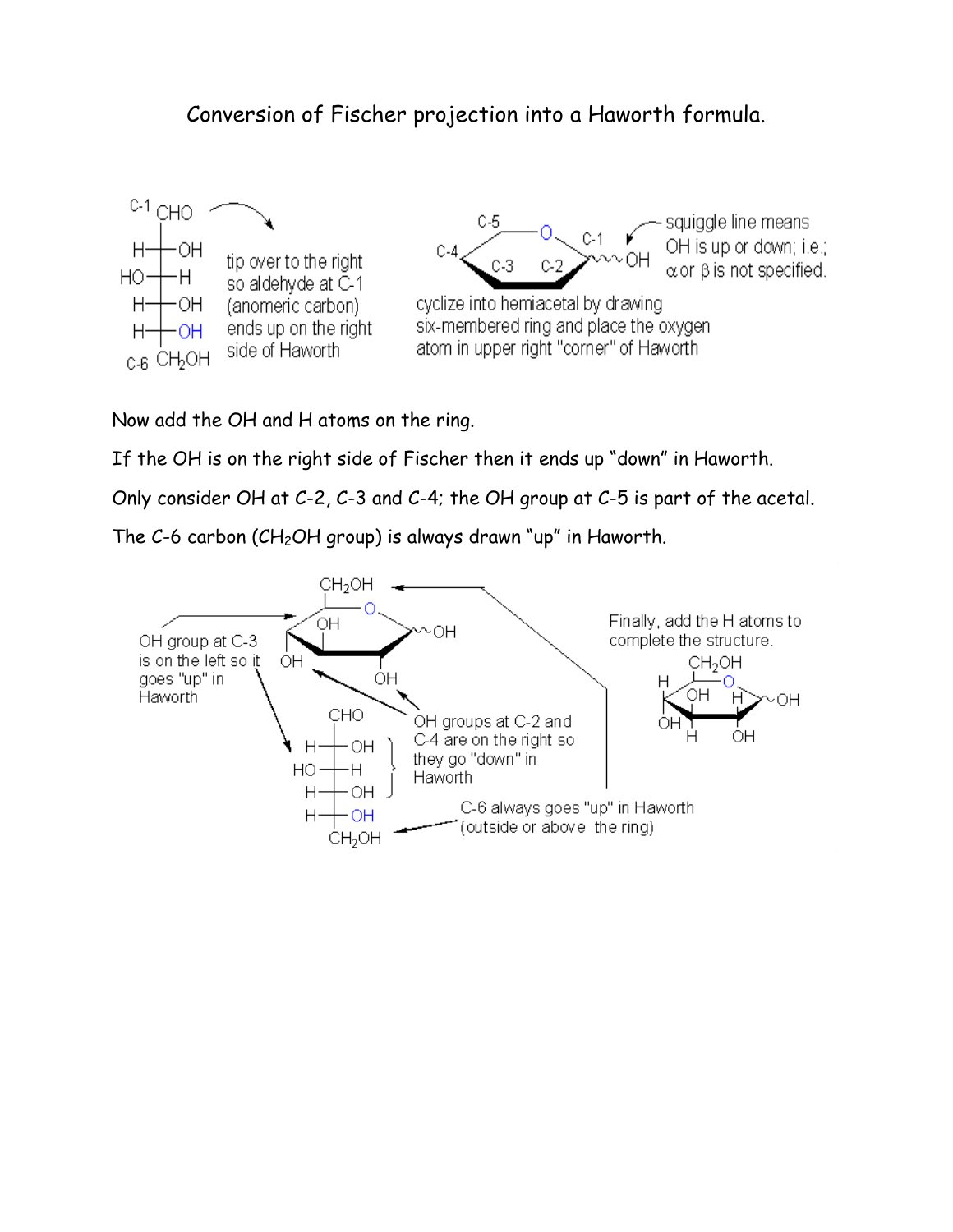# Conversion of Fischer projection into a Haworth formula.

C-1 CHO

H—OH
HO—H
H—OH
H—OH

C-6 CH$_2$OH

tip over to the right so aldehyde at C-1 (anomeric carbon) ends up on the right side of Haworth

C-5, O, C-4, C-1, C-3, C-2, OH

squiggle line means OH is up or down; i.e.; α or β is not specified.

cyclize into hemiacetal by drawing six-membered ring and place the oxygen atom in upper right "corner" of Haworth

Now add the OH and H atoms on the ring.

If the OH is on the right side of Fischer then it ends up "down" in Haworth.

Only consider OH at C-2, C-3 and C-4; the OH group at C-5 is part of the acetal.

The C-6 carbon (CH$_2$OH group) is always drawn "up" in Haworth.

OH group at C-3 is on the left so it goes "up" in Haworth

OH groups at C-2 and C-4 are on the right so they go "down" in Haworth

C-6 always goes "up" in Haworth (outside or above the ring)

Finally, add the H atoms to complete the structure.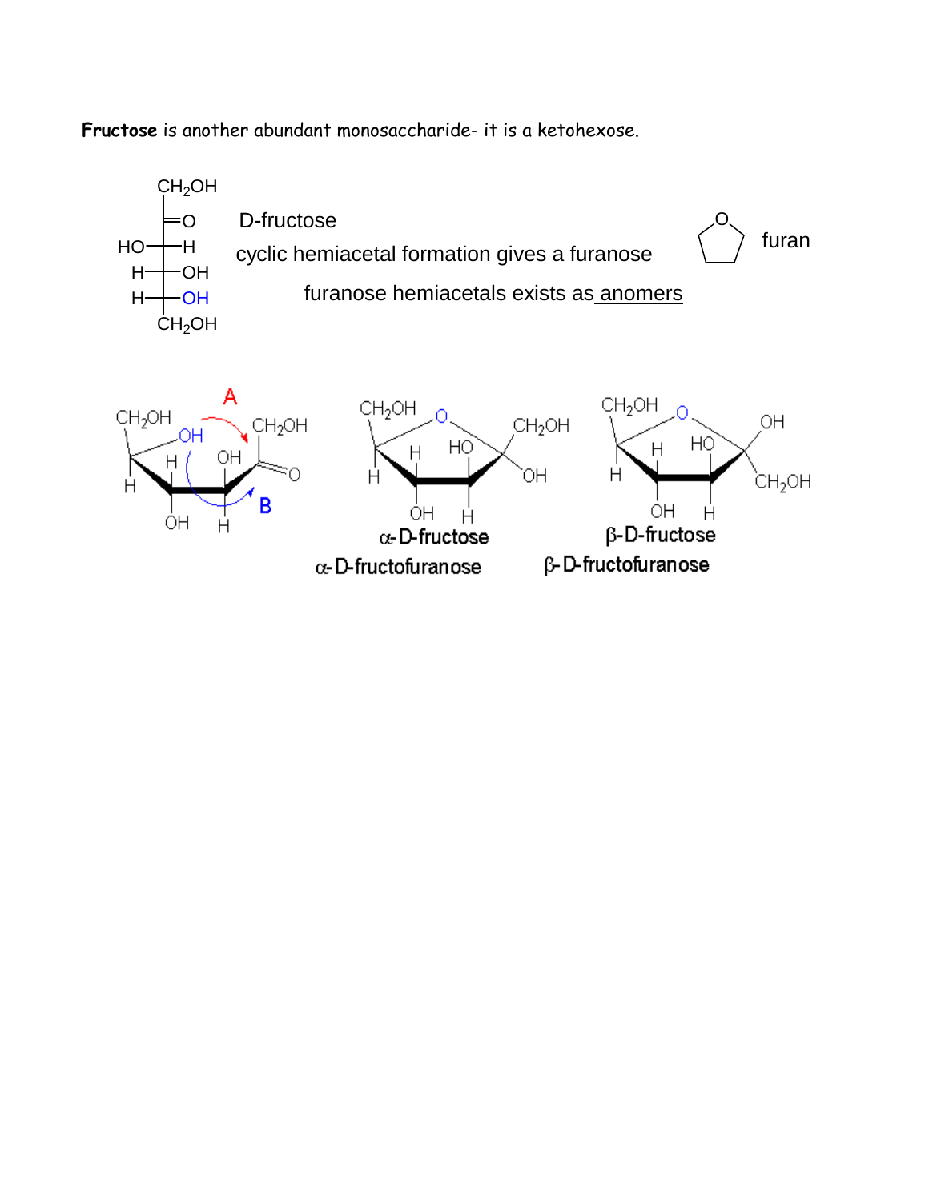**Fructose** is another abundant monosaccharide- it is a ketohexose.

D-fructose

cyclic hemiacetal formation gives a furanose

furan

furanose hemiacetals exists as anomers

α-D-fructose

α-D-fructofuranose

β-D-fructose

β-D-fructofuranose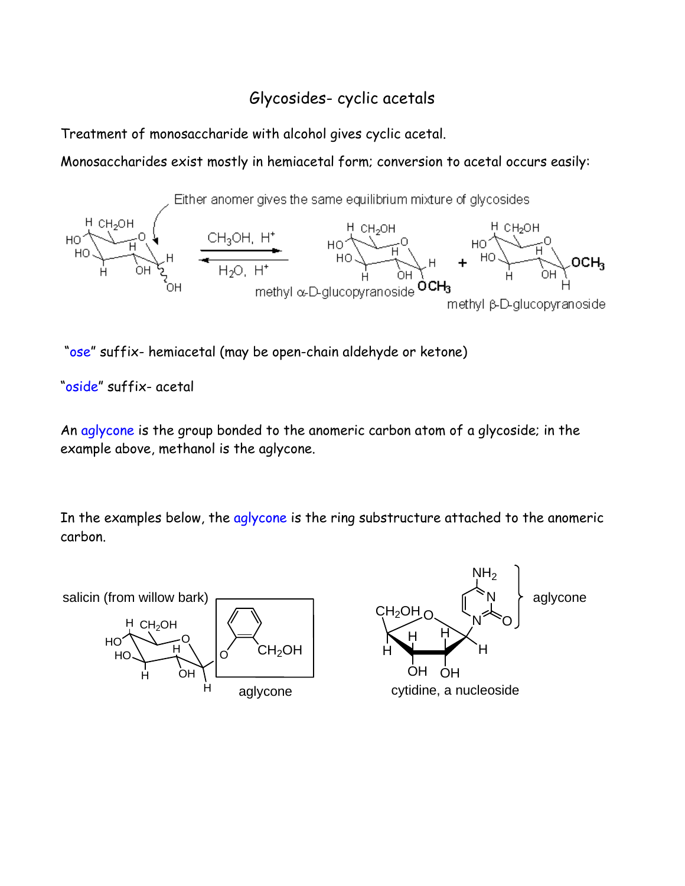# Glycosides- cyclic acetals

Treatment of monosaccharide with alcohol gives cyclic acetal.

Monosaccharides exist mostly in hemiacetal form; conversion to acetal occurs easily:

Either anomer gives the same equilibrium mixture of glycosides

$CH_3OH$, $H^+$

$H_2O$, $H^+$

methyl α-D-glucopyranoside

methyl β-D-glucopyranoside

"ose" suffix- hemiacetal (may be open-chain aldehyde or ketone)

"oside" suffix- acetal

An aglycone is the group bonded to the anomeric carbon atom of a glycoside; in the example above, methanol is the aglycone.

In the examples below, the aglycone is the ring substructure attached to the anomeric carbon.

salicin (from willow bark)

aglycone

cytidine, a nucleoside

aglycone